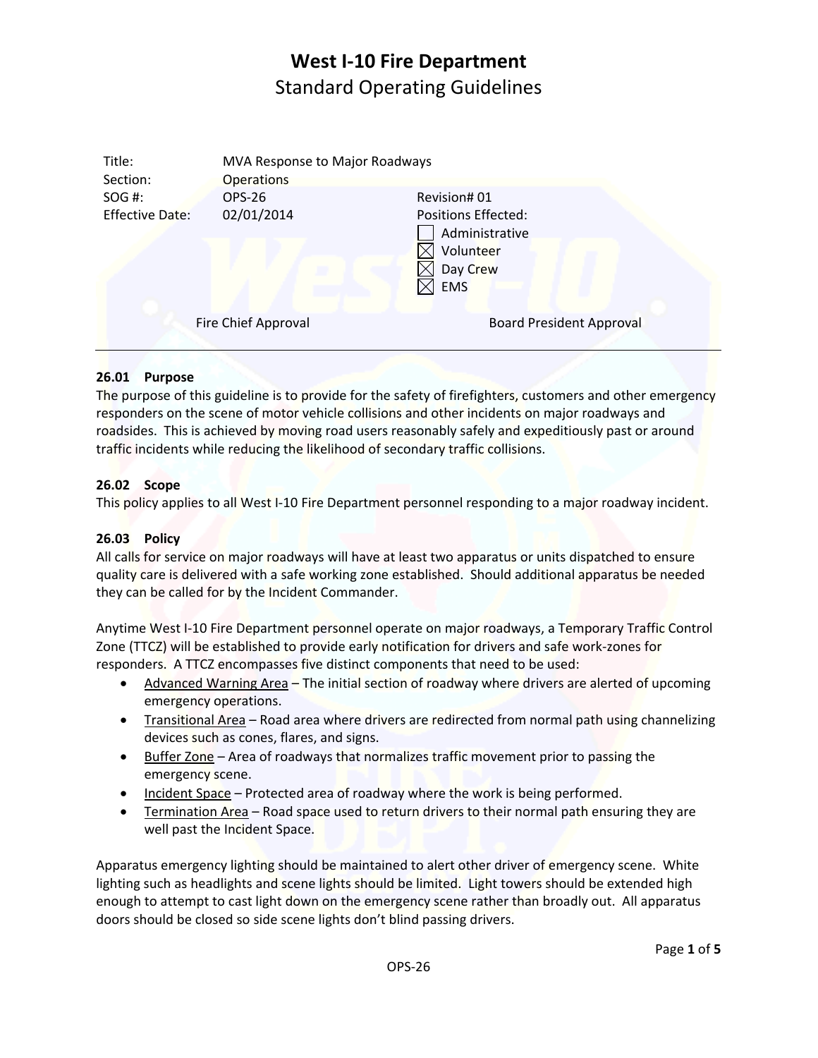# West I-10 Fire Department

## Standard Operating Guidelines

| | | |
|---|---|---|
| Title: | MVA Response to Major Roadways | |
| Section: | Operations | |
| SOG #: | OPS-26 | Revision# 01 |
| Effective Date: | 02/01/2014 | Positions Effected: |

- ☐ Administrative
- ☒ Volunteer
- ☒ Day Crew
- ☒ EMS

Fire Chief Approval                Board President Approval

---

### 26.01 Purpose

The purpose of this guideline is to provide for the safety of firefighters, customers and other emergency responders on the scene of motor vehicle collisions and other incidents on major roadways and roadsides. This is achieved by moving road users reasonably safely and expeditiously past or around traffic incidents while reducing the likelihood of secondary traffic collisions.

### 26.02 Scope

This policy applies to all West I-10 Fire Department personnel responding to a major roadway incident.

### 26.03 Policy

All calls for service on major roadways will have at least two apparatus or units dispatched to ensure quality care is delivered with a safe working zone established. Should additional apparatus be needed they can be called for by the Incident Commander.

Anytime West I-10 Fire Department personnel operate on major roadways, a Temporary Traffic Control Zone (TTCZ) will be established to provide early notification for drivers and safe work-zones for responders. A TTCZ encompasses five distinct components that need to be used:

- Advanced Warning Area – The initial section of roadway where drivers are alerted of upcoming emergency operations.
- Transitional Area – Road area where drivers are redirected from normal path using channelizing devices such as cones, flares, and signs.
- Buffer Zone – Area of roadways that normalizes traffic movement prior to passing the emergency scene.
- Incident Space – Protected area of roadway where the work is being performed.
- Termination Area – Road space used to return drivers to their normal path ensuring they are well past the Incident Space.

Apparatus emergency lighting should be maintained to alert other driver of emergency scene. White lighting such as headlights and scene lights should be limited. Light towers should be extended high enough to attempt to cast light down on the emergency scene rather than broadly out. All apparatus doors should be closed so side scene lights don't blind passing drivers.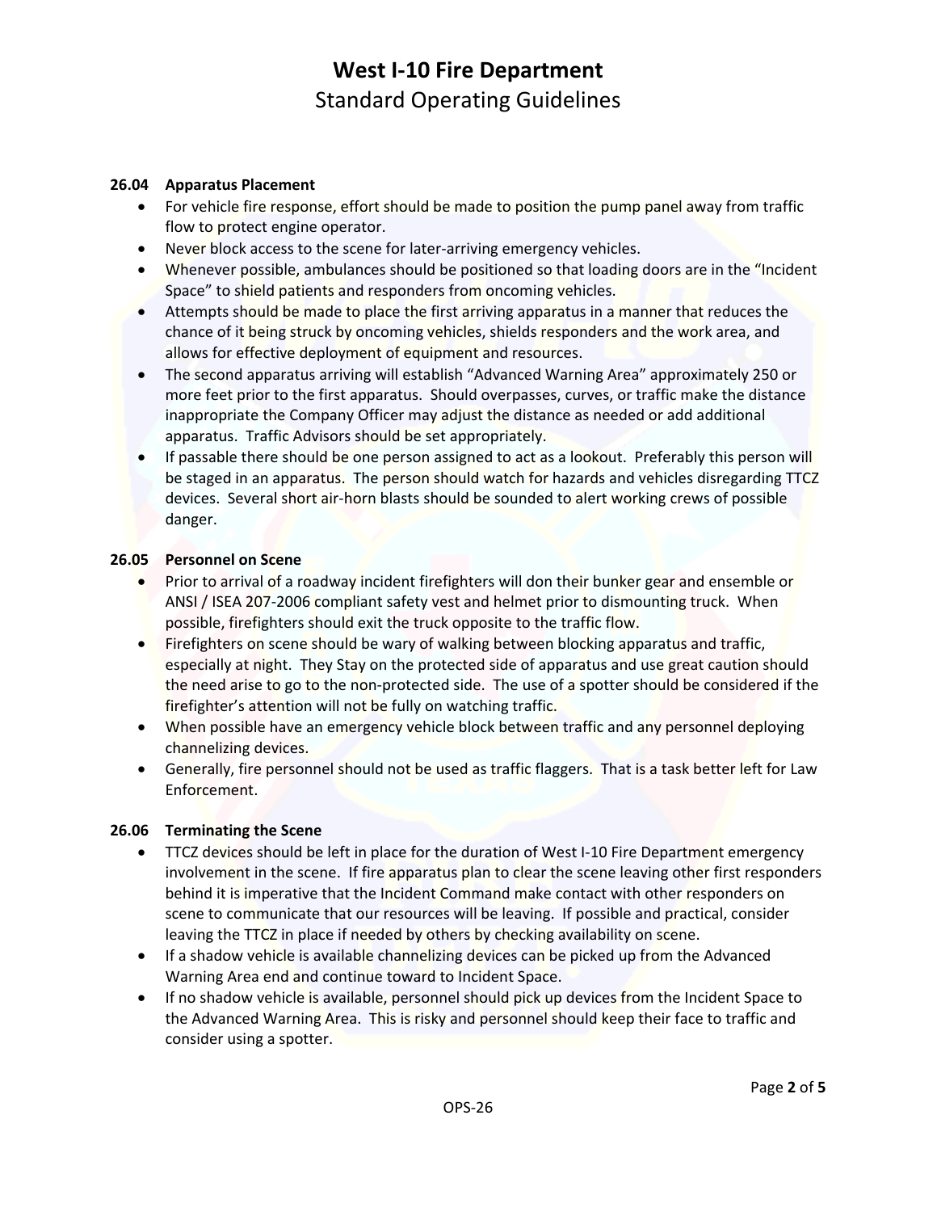# West I-10 Fire Department
Standard Operating Guidelines

### 26.04 Apparatus Placement

- For vehicle fire response, effort should be made to position the pump panel away from traffic flow to protect engine operator.
- Never block access to the scene for later-arriving emergency vehicles.
- Whenever possible, ambulances should be positioned so that loading doors are in the "Incident Space" to shield patients and responders from oncoming vehicles.
- Attempts should be made to place the first arriving apparatus in a manner that reduces the chance of it being struck by oncoming vehicles, shields responders and the work area, and allows for effective deployment of equipment and resources.
- The second apparatus arriving will establish "Advanced Warning Area" approximately 250 or more feet prior to the first apparatus. Should overpasses, curves, or traffic make the distance inappropriate the Company Officer may adjust the distance as needed or add additional apparatus. Traffic Advisors should be set appropriately.
- If passable there should be one person assigned to act as a lookout. Preferably this person will be staged in an apparatus. The person should watch for hazards and vehicles disregarding TTCZ devices. Several short air-horn blasts should be sounded to alert working crews of possible danger.

### 26.05 Personnel on Scene

- Prior to arrival of a roadway incident firefighters will don their bunker gear and ensemble or ANSI / ISEA 207-2006 compliant safety vest and helmet prior to dismounting truck. When possible, firefighters should exit the truck opposite to the traffic flow.
- Firefighters on scene should be wary of walking between blocking apparatus and traffic, especially at night. They Stay on the protected side of apparatus and use great caution should the need arise to go to the non-protected side. The use of a spotter should be considered if the firefighter's attention will not be fully on watching traffic.
- When possible have an emergency vehicle block between traffic and any personnel deploying channelizing devices.
- Generally, fire personnel should not be used as traffic flaggers. That is a task better left for Law Enforcement.

### 26.06 Terminating the Scene

- TTCZ devices should be left in place for the duration of West I-10 Fire Department emergency involvement in the scene. If fire apparatus plan to clear the scene leaving other first responders behind it is imperative that the Incident Command make contact with other responders on scene to communicate that our resources will be leaving. If possible and practical, consider leaving the TTCZ in place if needed by others by checking availability on scene.
- If a shadow vehicle is available channelizing devices can be picked up from the Advanced Warning Area end and continue toward to Incident Space.
- If no shadow vehicle is available, personnel should pick up devices from the Incident Space to the Advanced Warning Area. This is risky and personnel should keep their face to traffic and consider using a spotter.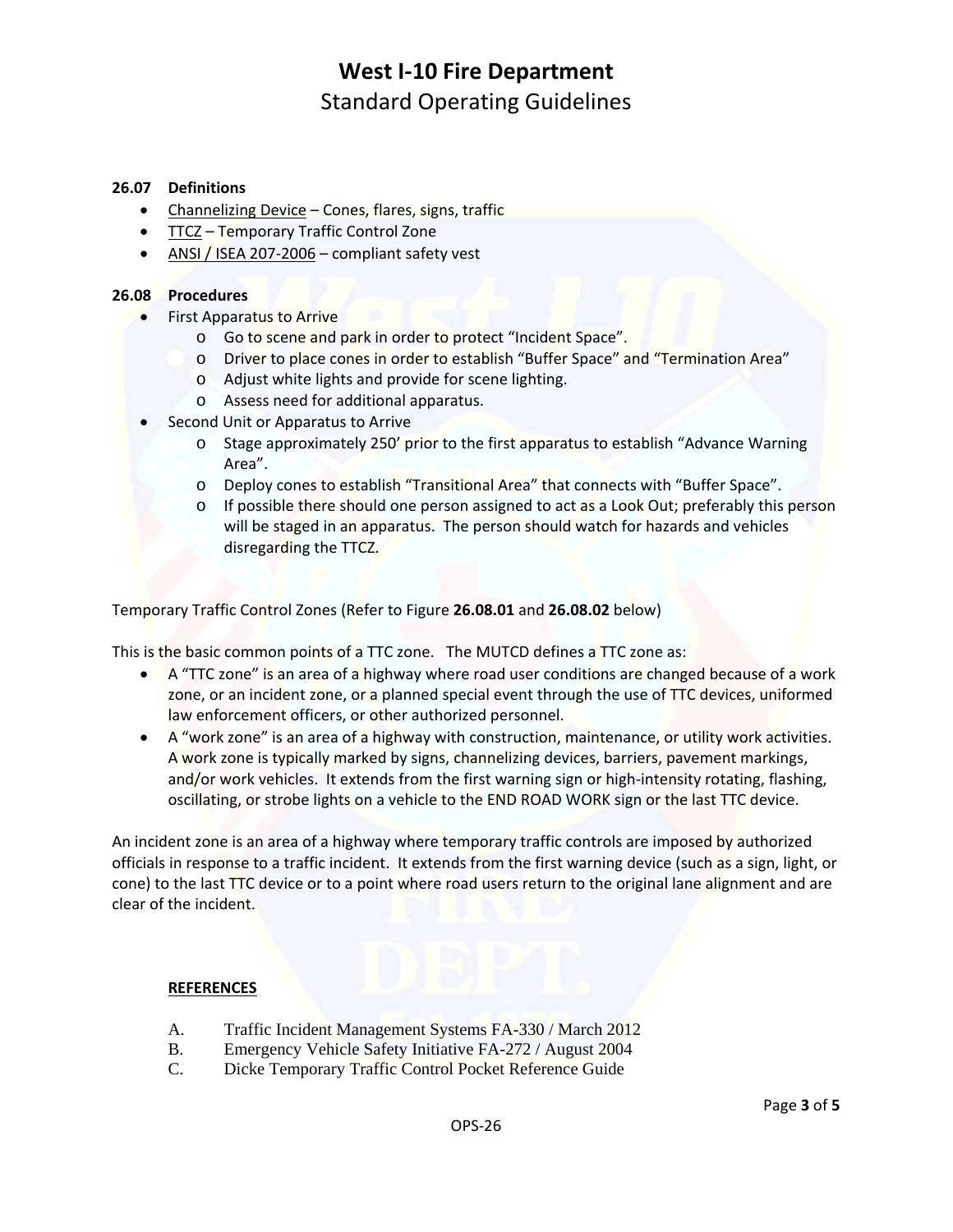# West I-10 Fire Department
## Standard Operating Guidelines

**26.07 Definitions**

- Channelizing Device – Cones, flares, signs, traffic
- TTCZ – Temporary Traffic Control Zone
- ANSI / ISEA 207-2006 – compliant safety vest

**26.08 Procedures**

- First Apparatus to Arrive
  - Go to scene and park in order to protect "Incident Space".
  - Driver to place cones in order to establish "Buffer Space" and "Termination Area"
  - Adjust white lights and provide for scene lighting.
  - Assess need for additional apparatus.
- Second Unit or Apparatus to Arrive
  - Stage approximately 250' prior to the first apparatus to establish "Advance Warning Area".
  - Deploy cones to establish "Transitional Area" that connects with "Buffer Space".
  - If possible there should one person assigned to act as a Look Out; preferably this person will be staged in an apparatus. The person should watch for hazards and vehicles disregarding the TTCZ.

Temporary Traffic Control Zones (Refer to Figure **26.08.01** and **26.08.02** below)

This is the basic common points of a TTC zone. The MUTCD defines a TTC zone as:

- A "TTC zone" is an area of a highway where road user conditions are changed because of a work zone, or an incident zone, or a planned special event through the use of TTC devices, uniformed law enforcement officers, or other authorized personnel.
- A "work zone" is an area of a highway with construction, maintenance, or utility work activities. A work zone is typically marked by signs, channelizing devices, barriers, pavement markings, and/or work vehicles. It extends from the first warning sign or high-intensity rotating, flashing, oscillating, or strobe lights on a vehicle to the END ROAD WORK sign or the last TTC device.

An incident zone is an area of a highway where temporary traffic controls are imposed by authorized officials in response to a traffic incident. It extends from the first warning device (such as a sign, light, or cone) to the last TTC device or to a point where road users return to the original lane alignment and are clear of the incident.

**REFERENCES**

A. Traffic Incident Management Systems FA-330 / March 2012
B. Emergency Vehicle Safety Initiative FA-272 / August 2004
C. Dicke Temporary Traffic Control Pocket Reference Guide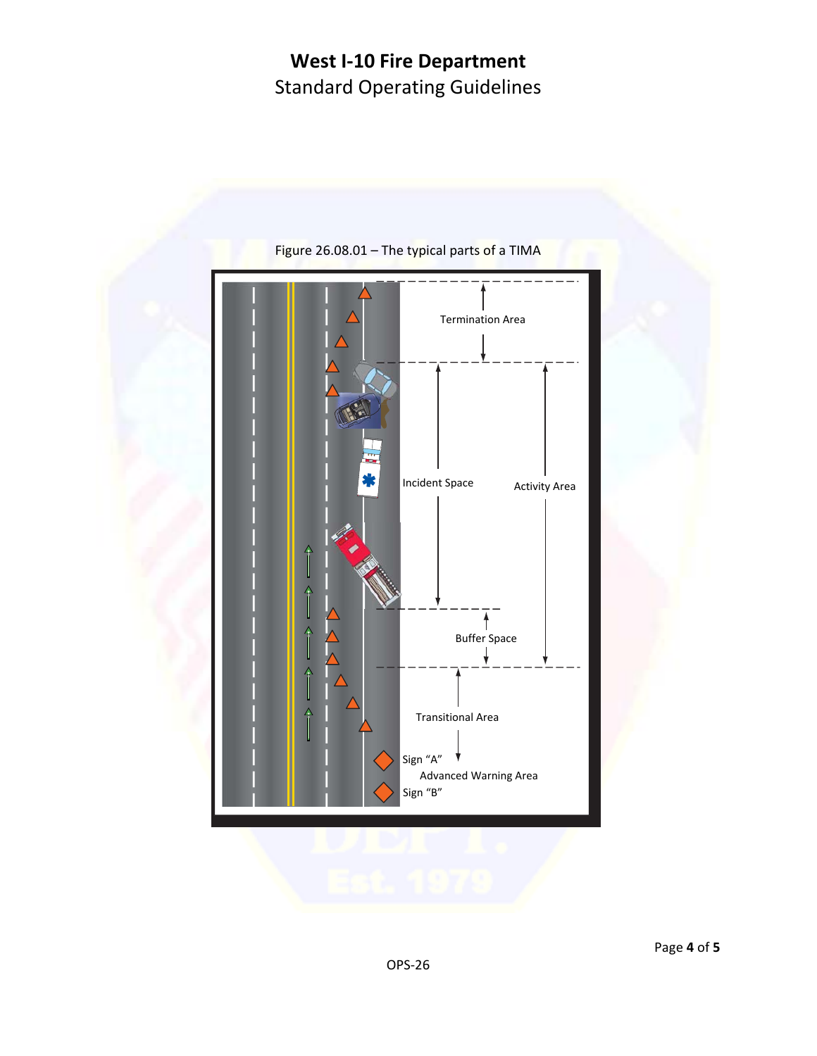Figure 26.08.01 – The typical parts of a TIMA

Termination Area

Incident Space

Activity Area

Buffer Space

Transitional Area

Sign "A"

Advanced Warning Area

Sign "B"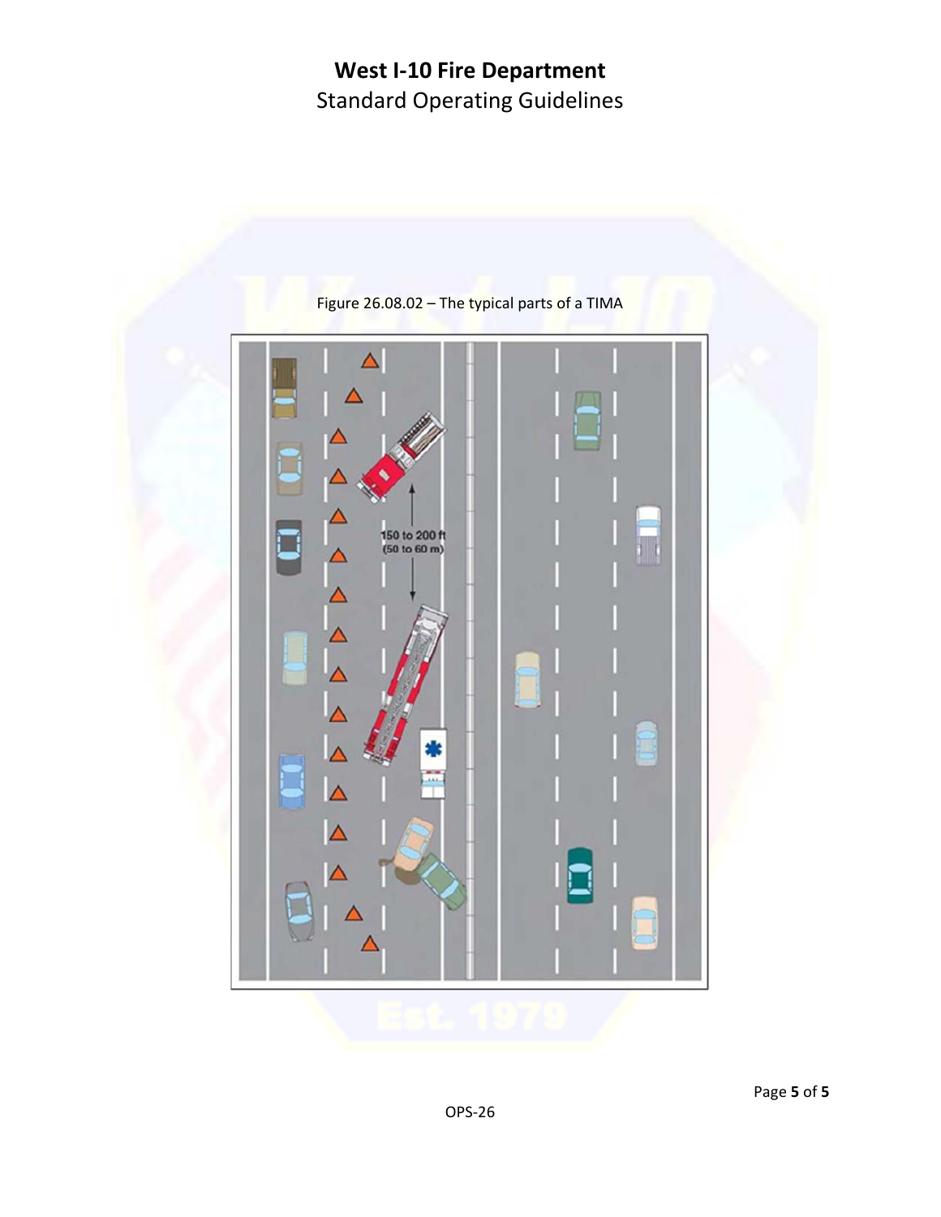Figure 26.08.02 – The typical parts of a TIMA

150 to 200 ft
(50 to 60 m)